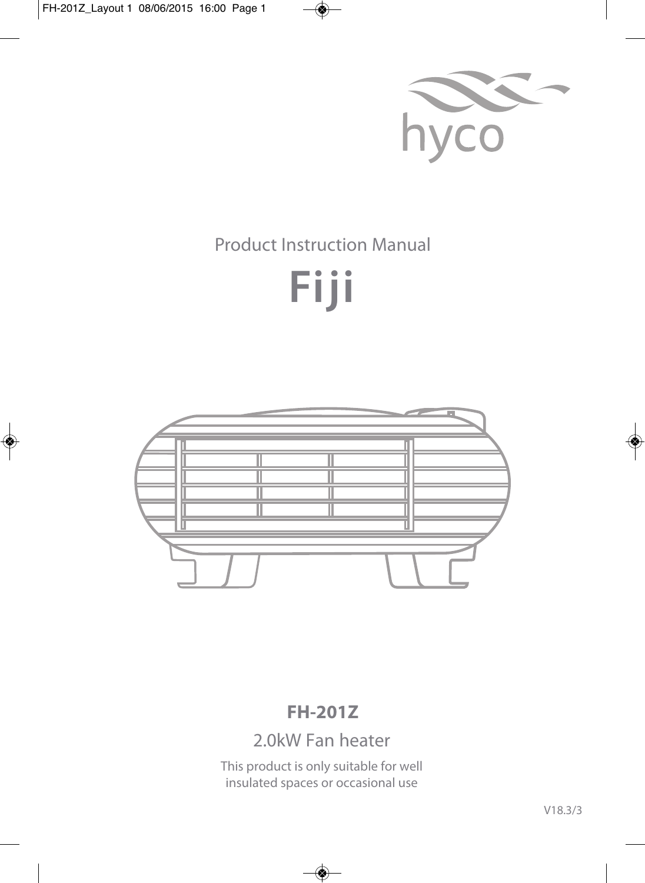hyco

Product Instruction Manual

# Fiji

**FH-201Z**

2.0kW Fan heater

This product is only suitable for well insulated spaces or occasional use

V18.3/3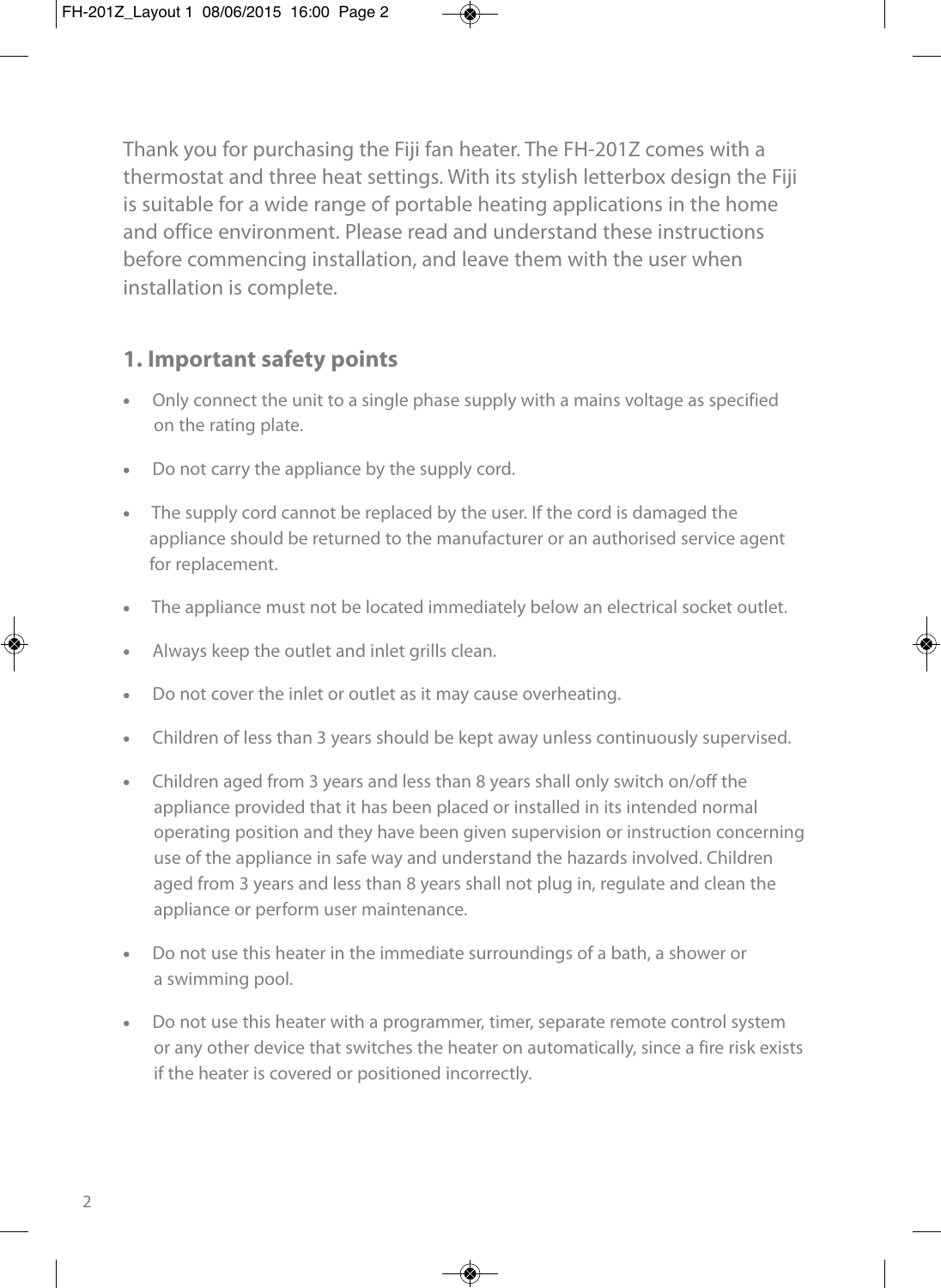Thank you for purchasing the Fiji fan heater. The FH-201Z comes with a thermostat and three heat settings. With its stylish letterbox design the Fiji is suitable for a wide range of portable heating applications in the home and office environment. Please read and understand these instructions before commencing installation, and leave them with the user when installation is complete.

## 1. Important safety points

- Only connect the unit to a single phase supply with a mains voltage as specified on the rating plate.
- Do not carry the appliance by the supply cord.
- The supply cord cannot be replaced by the user. If the cord is damaged the appliance should be returned to the manufacturer or an authorised service agent for replacement.
- The appliance must not be located immediately below an electrical socket outlet.
- Always keep the outlet and inlet grills clean.
- Do not cover the inlet or outlet as it may cause overheating.
- Children of less than 3 years should be kept away unless continuously supervised.
- Children aged from 3 years and less than 8 years shall only switch on/off the appliance provided that it has been placed or installed in its intended normal operating position and they have been given supervision or instruction concerning use of the appliance in safe way and understand the hazards involved. Children aged from 3 years and less than 8 years shall not plug in, regulate and clean the appliance or perform user maintenance.
- Do not use this heater in the immediate surroundings of a bath, a shower or a swimming pool.
- Do not use this heater with a programmer, timer, separate remote control system or any other device that switches the heater on automatically, since a fire risk exists if the heater is covered or positioned incorrectly.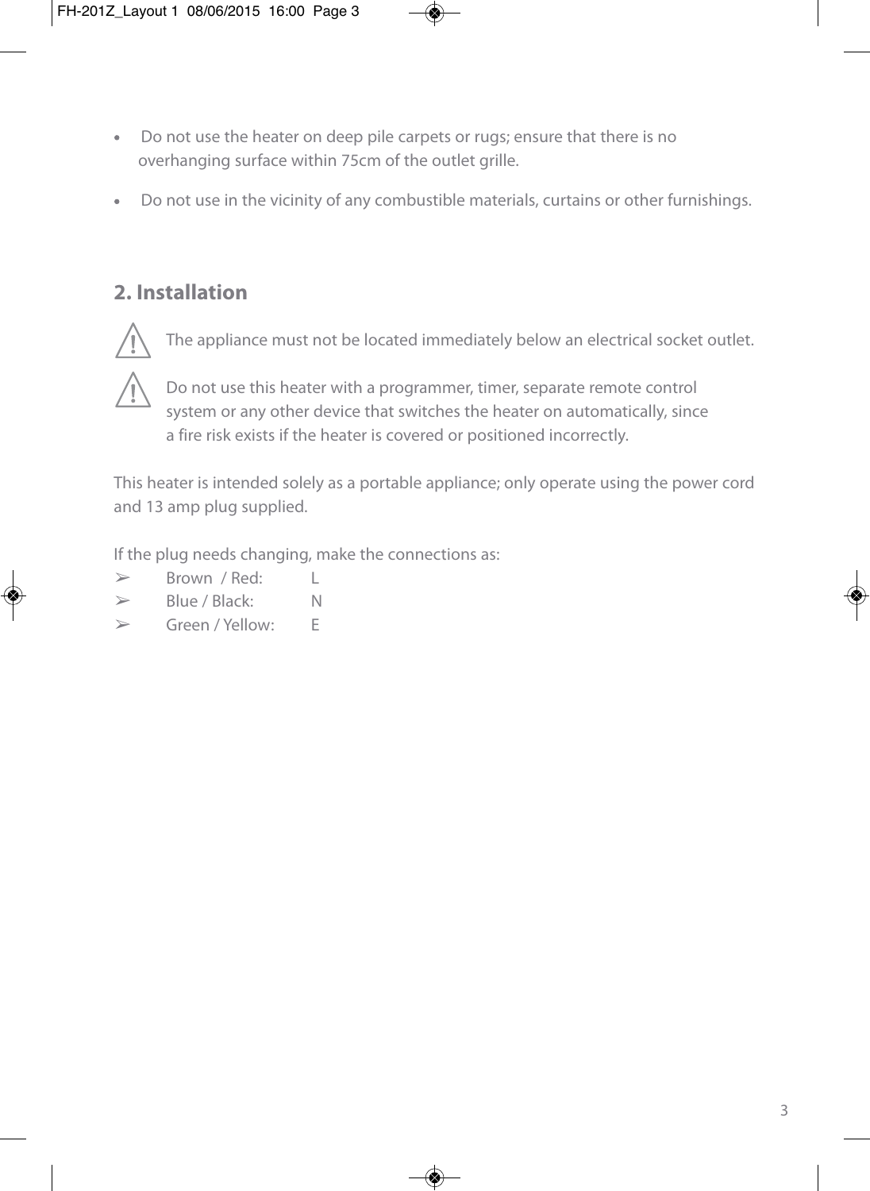- Do not use the heater on deep pile carpets or rugs; ensure that there is no overhanging surface within 75cm of the outlet grille.
- Do not use in the vicinity of any combustible materials, curtains or other furnishings.

## 2. Installation

⚠ The appliance must not be located immediately below an electrical socket outlet.

⚠ Do not use this heater with a programmer, timer, separate remote control system or any other device that switches the heater on automatically, since a fire risk exists if the heater is covered or positioned incorrectly.

This heater is intended solely as a portable appliance; only operate using the power cord and 13 amp plug supplied.

If the plug needs changing, make the connections as:

- ➢ Brown / Red: L
- ➢ Blue / Black: N
- ➢ Green / Yellow: E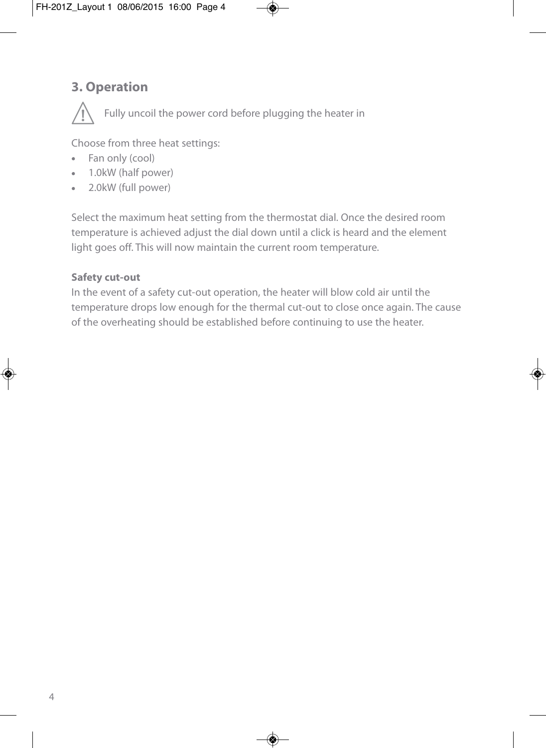## 3. Operation

⚠ Fully uncoil the power cord before plugging the heater in

Choose from three heat settings:

- Fan only (cool)
- 1.0kW (half power)
- 2.0kW (full power)

Select the maximum heat setting from the thermostat dial. Once the desired room temperature is achieved adjust the dial down until a click is heard and the element light goes off. This will now maintain the current room temperature.

**Safety cut-out**

In the event of a safety cut-out operation, the heater will blow cold air until the temperature drops low enough for the thermal cut-out to close once again. The cause of the overheating should be established before continuing to use the heater.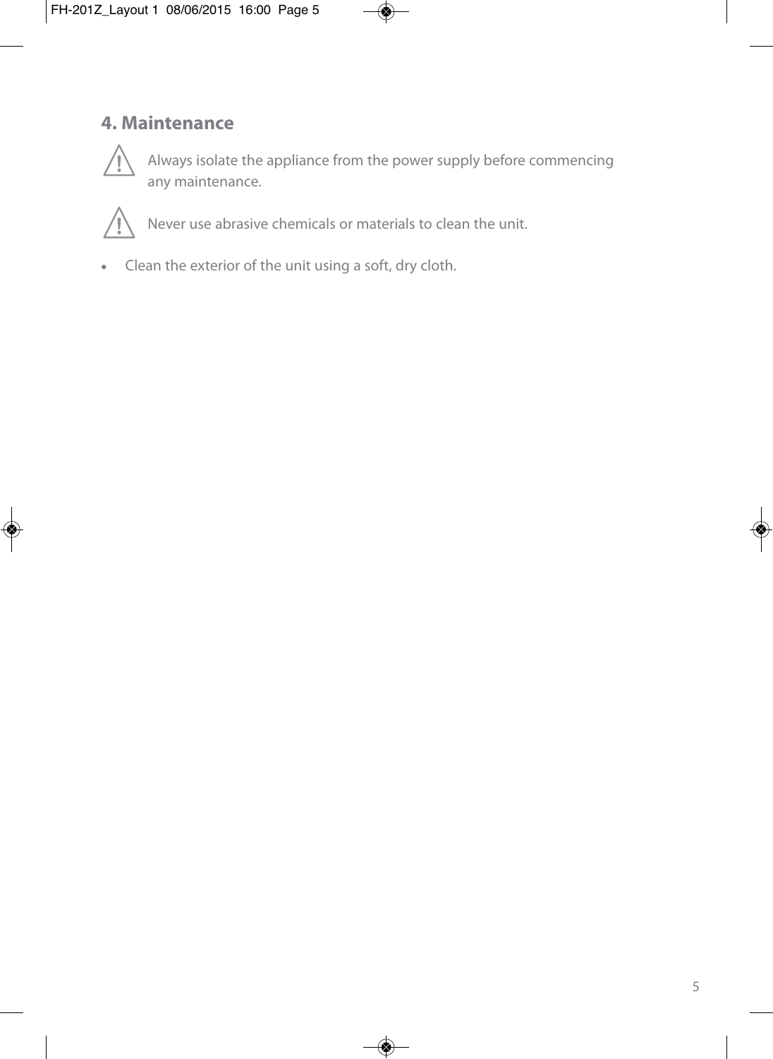## 4. Maintenance

⚠ Always isolate the appliance from the power supply before commencing any maintenance.

⚠ Never use abrasive chemicals or materials to clean the unit.

- Clean the exterior of the unit using a soft, dry cloth.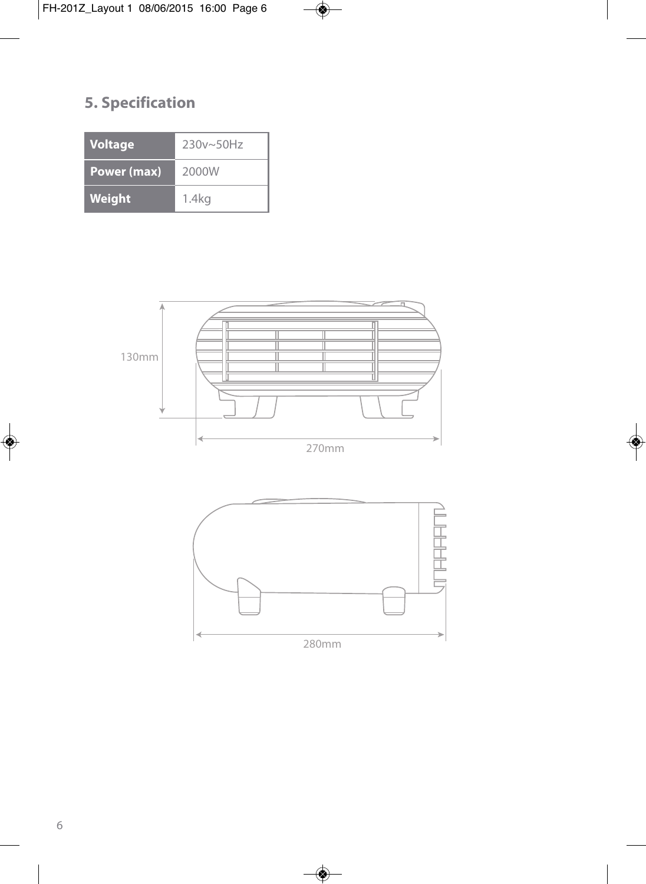## 5. Specification

| | |
|---|---|
| **Voltage** | 230v~50Hz |
| **Power (max)** | 2000W |
| **Weight** | 1.4kg |

130mm

270mm

280mm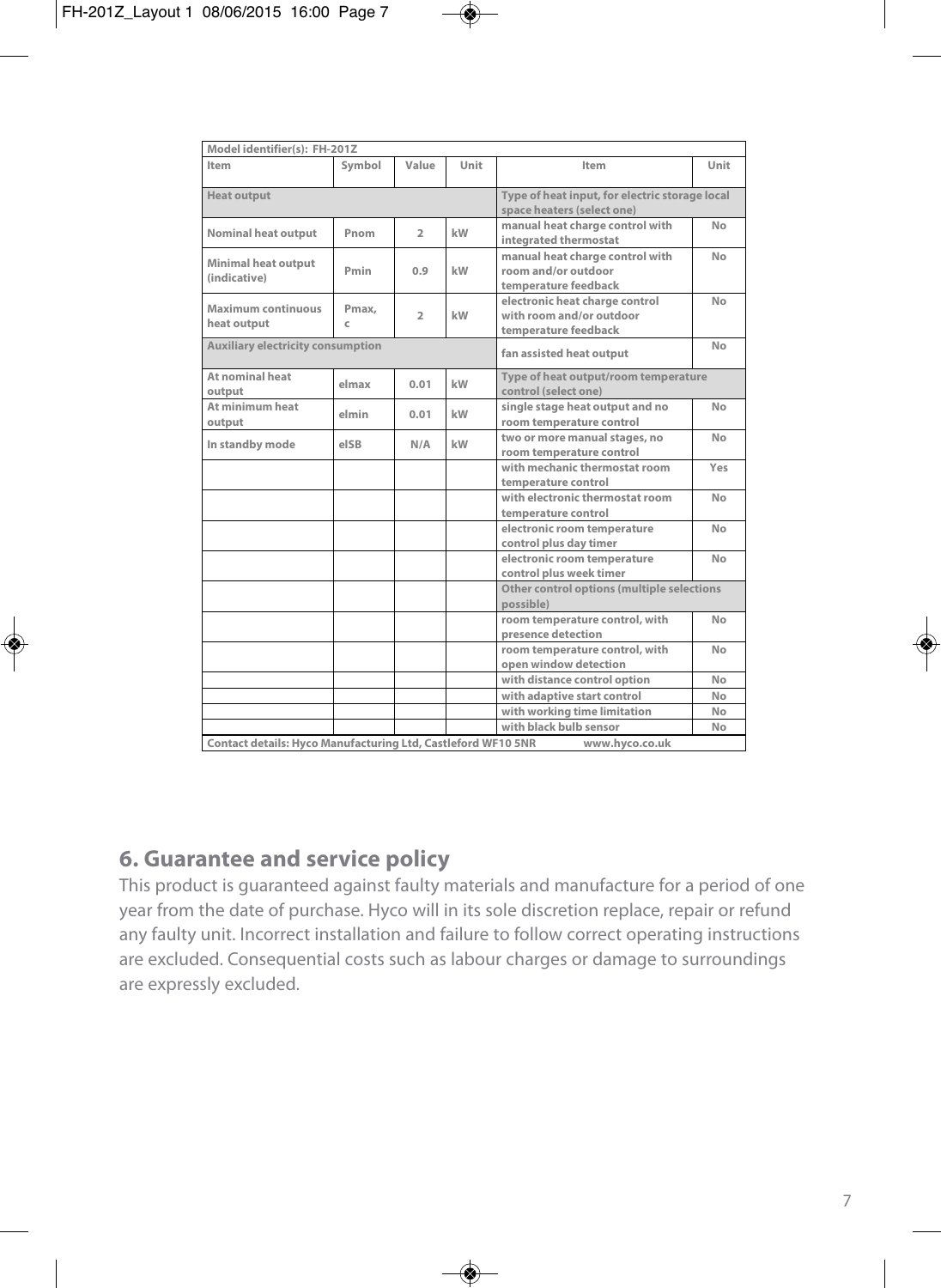| Model identifier(s): FH-201Z | | | | | |
|---|---|---|---|---|---|
| Item | Symbol | Value | Unit | Item | Unit |
| Heat output | | | | Type of heat input, for electric storage local space heaters (select one) | |
| Nominal heat output | Pnom | 2 | kW | manual heat charge control with integrated thermostat | No |
| Minimal heat output (indicative) | Pmin | 0.9 | kW | manual heat charge control with room and/or outdoor temperature feedback | No |
| Maximum continuous heat output | Pmax, c | 2 | kW | electronic heat charge control with room and/or outdoor temperature feedback | No |
| Auxiliary electricity consumption | | | | fan assisted heat output | No |
| At nominal heat output | elmax | 0.01 | kW | Type of heat output/room temperature control (select one) | |
| At minimum heat output | elmin | 0.01 | kW | single stage heat output and no room temperature control | No |
| In standby mode | elSB | N/A | kW | two or more manual stages, no room temperature control | No |
| | | | | with mechanic thermostat room temperature control | Yes |
| | | | | with electronic thermostat room temperature control | No |
| | | | | electronic room temperature control plus day timer | No |
| | | | | electronic room temperature control plus week timer | No |
| | | | | Other control options (multiple selections possible) | |
| | | | | room temperature control, with presence detection | No |
| | | | | room temperature control, with open window detection | No |
| | | | | with distance control option | No |
| | | | | with adaptive start control | No |
| | | | | with working time limitation | No |
| | | | | with black bulb sensor | No |
| Contact details: Hyco Manufacturing Ltd, Castleford WF10 5NR | | | | www.hyco.co.uk | |

## 6. Guarantee and service policy

This product is guaranteed against faulty materials and manufacture for a period of one year from the date of purchase. Hyco will in its sole discretion replace, repair or refund any faulty unit. Incorrect installation and failure to follow correct operating instructions are excluded. Consequential costs such as labour charges or damage to surroundings are expressly excluded.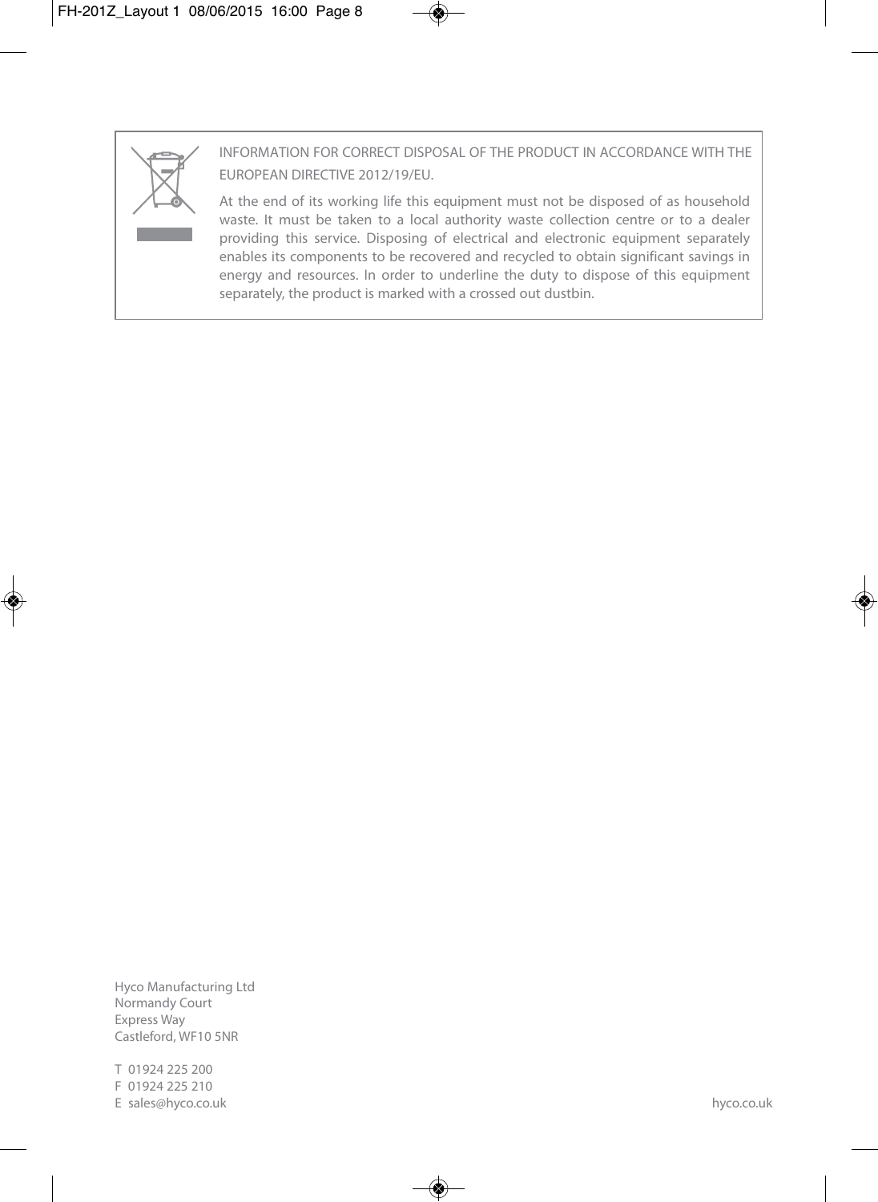INFORMATION FOR CORRECT DISPOSAL OF THE PRODUCT IN ACCORDANCE WITH THE EUROPEAN DIRECTIVE 2012/19/EU.

At the end of its working life this equipment must not be disposed of as household waste. It must be taken to a local authority waste collection centre or to a dealer providing this service. Disposing of electrical and electronic equipment separately enables its components to be recovered and recycled to obtain significant savings in energy and resources. In order to underline the duty to dispose of this equipment separately, the product is marked with a crossed out dustbin.

Hyco Manufacturing Ltd
Normandy Court
Express Way
Castleford, WF10 5NR

T 01924 225 200
F 01924 225 210
E sales@hyco.co.uk

hyco.co.uk